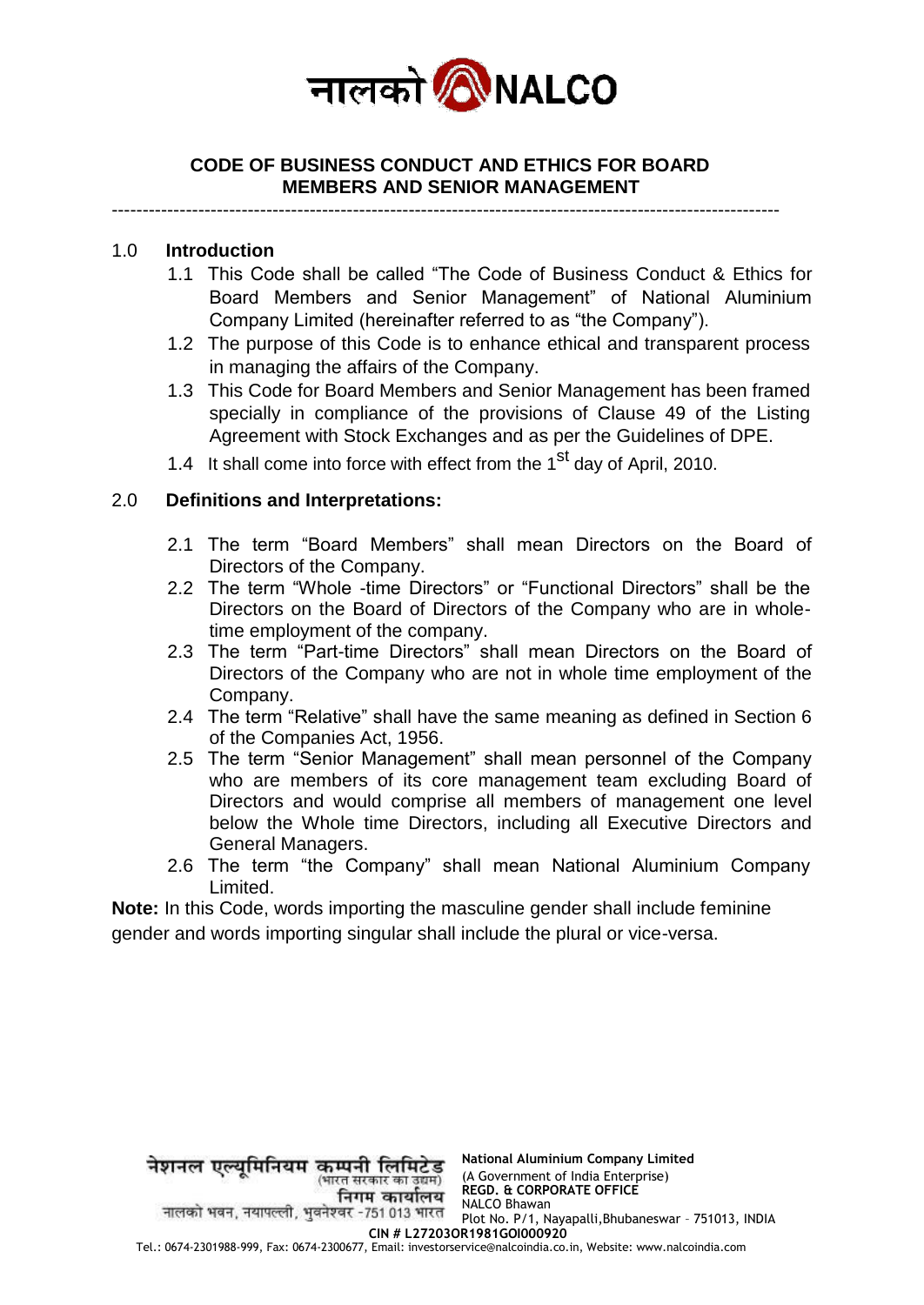# CODE OF BUSINESS CONDUCT AND ETHICS FOR BOARD MEMBERS AND SENIOR MANAGEMENT

---

## 1.0 Introduction

1.1 This Code shall be called "The Code of Business Conduct & Ethics for Board Members and Senior Management" of National Aluminium Company Limited (hereinafter referred to as "the Company").

1.2 The purpose of this Code is to enhance ethical and transparent process in managing the affairs of the Company.

1.3 This Code for Board Members and Senior Management has been framed specially in compliance of the provisions of Clause 49 of the Listing Agreement with Stock Exchanges and as per the Guidelines of DPE.

1.4 It shall come into force with effect from the 1st day of April, 2010.

## 2.0 Definitions and Interpretations:

2.1 The term "Board Members" shall mean Directors on the Board of Directors of the Company.

2.2 The term "Whole -time Directors" or "Functional Directors" shall be the Directors on the Board of Directors of the Company who are in whole-time employment of the company.

2.3 The term "Part-time Directors" shall mean Directors on the Board of Directors of the Company who are not in whole time employment of the Company.

2.4 The term "Relative" shall have the same meaning as defined in Section 6 of the Companies Act, 1956.

2.5 The term "Senior Management" shall mean personnel of the Company who are members of its core management team excluding Board of Directors and would comprise all members of management one level below the Whole time Directors, including all Executive Directors and General Managers.

2.6 The term "the Company" shall mean National Aluminium Company Limited.

**Note:** In this Code, words importing the masculine gender shall include feminine gender and words importing singular shall include the plural or vice-versa.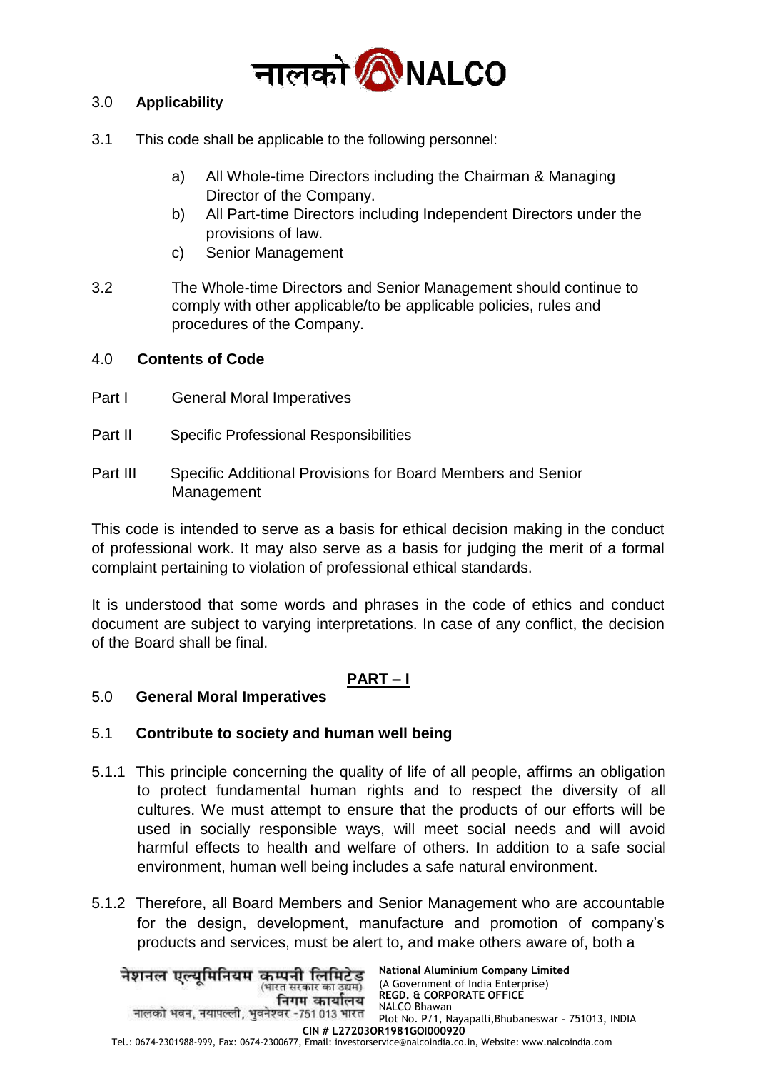## 3.0 Applicability

3.1 This code shall be applicable to the following personnel:

- a) All Whole-time Directors including the Chairman & Managing Director of the Company.
- b) All Part-time Directors including Independent Directors under the provisions of law.
- c) Senior Management

3.2 The Whole-time Directors and Senior Management should continue to comply with other applicable/to be applicable policies, rules and procedures of the Company.

## 4.0 Contents of Code

Part I General Moral Imperatives

Part II Specific Professional Responsibilities

Part III Specific Additional Provisions for Board Members and Senior Management

This code is intended to serve as a basis for ethical decision making in the conduct of professional work. It may also serve as a basis for judging the merit of a formal complaint pertaining to violation of professional ethical standards.

It is understood that some words and phrases in the code of ethics and conduct document are subject to varying interpretations. In case of any conflict, the decision of the Board shall be final.

## PART – I

## 5.0 General Moral Imperatives

### 5.1 Contribute to society and human well being

5.1.1 This principle concerning the quality of life of all people, affirms an obligation to protect fundamental human rights and to respect the diversity of all cultures. We must attempt to ensure that the products of our efforts will be used in socially responsible ways, will meet social needs and will avoid harmful effects to health and welfare of others. In addition to a safe social environment, human well being includes a safe natural environment.

5.1.2 Therefore, all Board Members and Senior Management who are accountable for the design, development, manufacture and promotion of company's products and services, must be alert to, and make others aware of, both a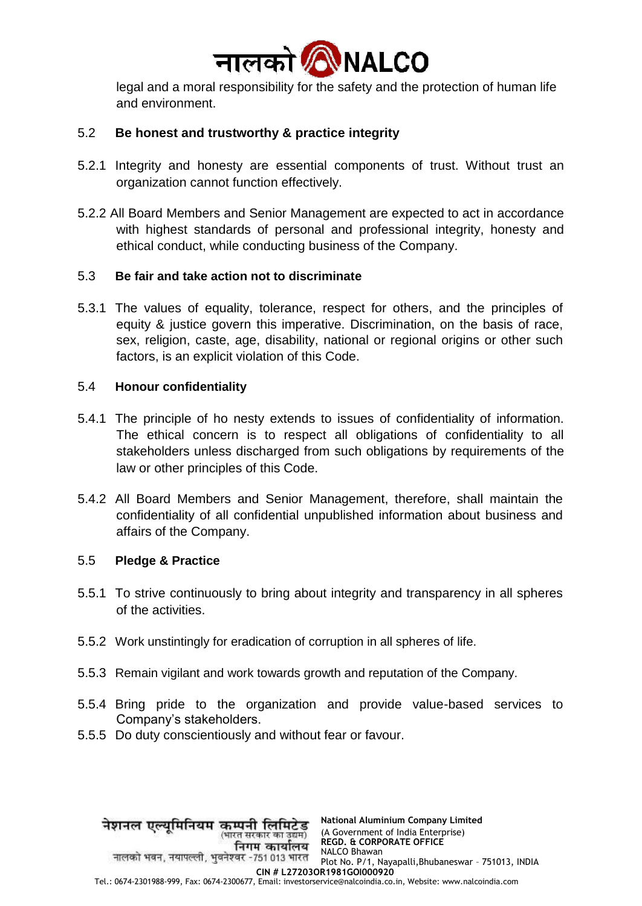legal and a moral responsibility for the safety and the protection of human life and environment.

### 5.2 Be honest and trustworthy & practice integrity

5.2.1 Integrity and honesty are essential components of trust. Without trust an organization cannot function effectively.

5.2.2 All Board Members and Senior Management are expected to act in accordance with highest standards of personal and professional integrity, honesty and ethical conduct, while conducting business of the Company.

### 5.3 Be fair and take action not to discriminate

5.3.1 The values of equality, tolerance, respect for others, and the principles of equity & justice govern this imperative. Discrimination, on the basis of race, sex, religion, caste, age, disability, national or regional origins or other such factors, is an explicit violation of this Code.

### 5.4 Honour confidentiality

5.4.1 The principle of ho nesty extends to issues of confidentiality of information. The ethical concern is to respect all obligations of confidentiality to all stakeholders unless discharged from such obligations by requirements of the law or other principles of this Code.

5.4.2 All Board Members and Senior Management, therefore, shall maintain the confidentiality of all confidential unpublished information about business and affairs of the Company.

### 5.5 Pledge & Practice

5.5.1 To strive continuously to bring about integrity and transparency in all spheres of the activities.

5.5.2 Work unstintingly for eradication of corruption in all spheres of life.

5.5.3 Remain vigilant and work towards growth and reputation of the Company.

5.5.4 Bring pride to the organization and provide value-based services to Company's stakeholders.

5.5.5 Do duty conscientiously and without fear or favour.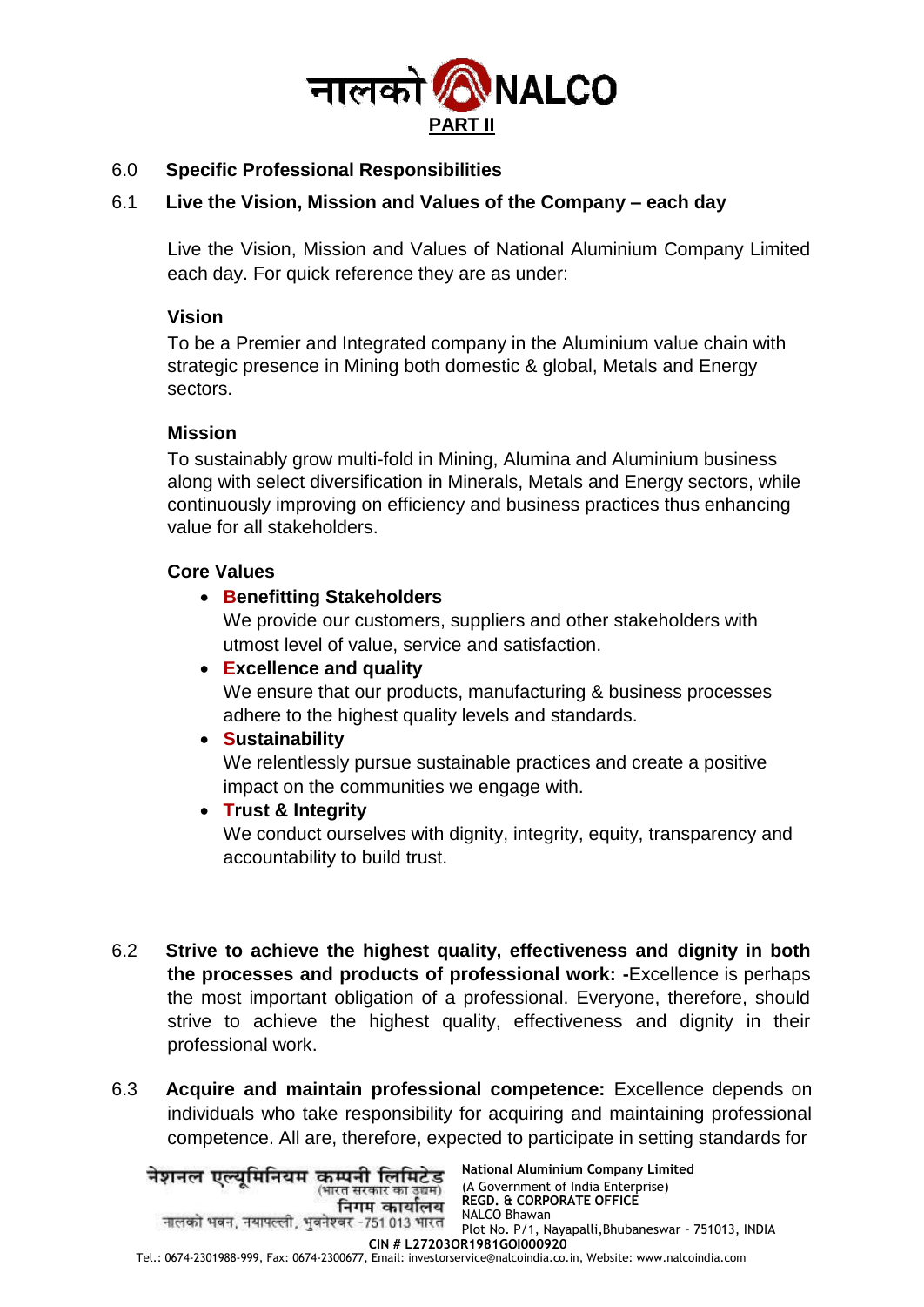**PART II**

## 6.0 Specific Professional Responsibilities

### 6.1 Live the Vision, Mission and Values of the Company – each day

Live the Vision, Mission and Values of National Aluminium Company Limited each day. For quick reference they are as under:

**Vision**

To be a Premier and Integrated company in the Aluminium value chain with strategic presence in Mining both domestic & global, Metals and Energy sectors.

**Mission**

To sustainably grow multi-fold in Mining, Alumina and Aluminium business along with select diversification in Minerals, Metals and Energy sectors, while continuously improving on efficiency and business practices thus enhancing value for all stakeholders.

**Core Values**

- **Benefitting Stakeholders**
  We provide our customers, suppliers and other stakeholders with utmost level of value, service and satisfaction.
- **Excellence and quality**
  We ensure that our products, manufacturing & business processes adhere to the highest quality levels and standards.
- **Sustainability**
  We relentlessly pursue sustainable practices and create a positive impact on the communities we engage with.
- **Trust & Integrity**
  We conduct ourselves with dignity, integrity, equity, transparency and accountability to build trust.

6.2 **Strive to achieve the highest quality, effectiveness and dignity in both the processes and products of professional work: -**Excellence is perhaps the most important obligation of a professional. Everyone, therefore, should strive to achieve the highest quality, effectiveness and dignity in their professional work.

6.3 **Acquire and maintain professional competence:** Excellence depends on individuals who take responsibility for acquiring and maintaining professional competence. All are, therefore, expected to participate in setting standards for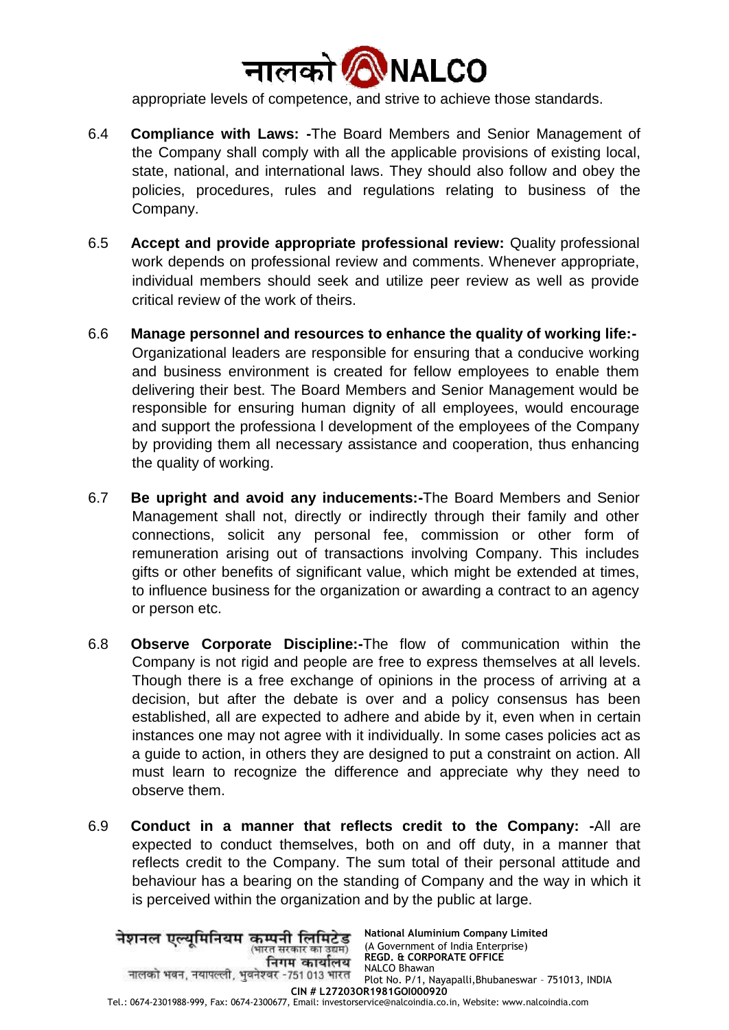appropriate levels of competence, and strive to achieve those standards.

6.4 **Compliance with Laws: -**The Board Members and Senior Management of the Company shall comply with all the applicable provisions of existing local, state, national, and international laws. They should also follow and obey the policies, procedures, rules and regulations relating to business of the Company.

6.5 **Accept and provide appropriate professional review:** Quality professional work depends on professional review and comments. Whenever appropriate, individual members should seek and utilize peer review as well as provide critical review of the work of theirs.

6.6 **Manage personnel and resources to enhance the quality of working life:-** Organizational leaders are responsible for ensuring that a conducive working and business environment is created for fellow employees to enable them delivering their best. The Board Members and Senior Management would be responsible for ensuring human dignity of all employees, would encourage and support the professiona l development of the employees of the Company by providing them all necessary assistance and cooperation, thus enhancing the quality of working.

6.7 **Be upright and avoid any inducements:-**The Board Members and Senior Management shall not, directly or indirectly through their family and other connections, solicit any personal fee, commission or other form of remuneration arising out of transactions involving Company. This includes gifts or other benefits of significant value, which might be extended at times, to influence business for the organization or awarding a contract to an agency or person etc.

6.8 **Observe Corporate Discipline:-**The flow of communication within the Company is not rigid and people are free to express themselves at all levels. Though there is a free exchange of opinions in the process of arriving at a decision, but after the debate is over and a policy consensus has been established, all are expected to adhere and abide by it, even when in certain instances one may not agree with it individually. In some cases policies act as a guide to action, in others they are designed to put a constraint on action. All must learn to recognize the difference and appreciate why they need to observe them.

6.9 **Conduct in a manner that reflects credit to the Company: -**All are expected to conduct themselves, both on and off duty, in a manner that reflects credit to the Company. The sum total of their personal attitude and behaviour has a bearing on the standing of Company and the way in which it is perceived within the organization and by the public at large.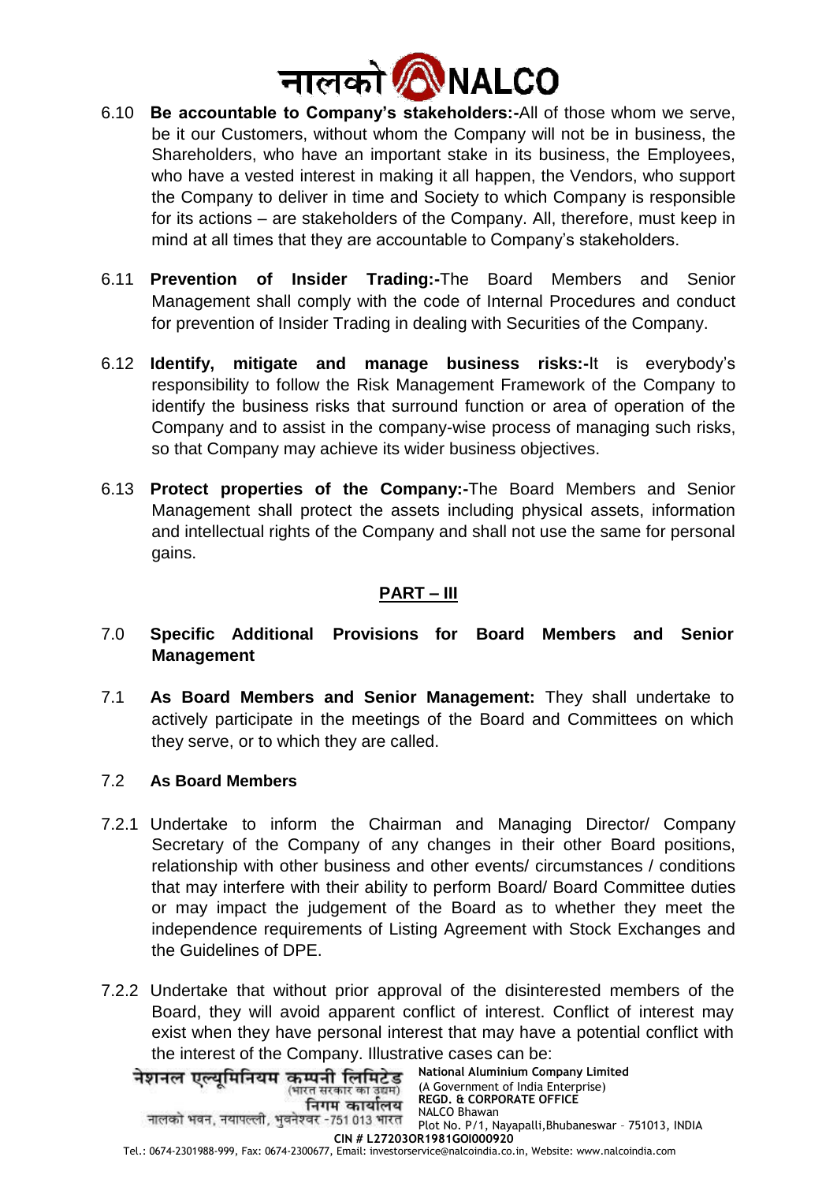6.10 **Be accountable to Company's stakeholders:-**All of those whom we serve, be it our Customers, without whom the Company will not be in business, the Shareholders, who have an important stake in its business, the Employees, who have a vested interest in making it all happen, the Vendors, who support the Company to deliver in time and Society to which Company is responsible for its actions – are stakeholders of the Company. All, therefore, must keep in mind at all times that they are accountable to Company's stakeholders.

6.11 **Prevention of Insider Trading:-**The Board Members and Senior Management shall comply with the code of Internal Procedures and conduct for prevention of Insider Trading in dealing with Securities of the Company.

6.12 **Identify, mitigate and manage business risks:-**It is everybody's responsibility to follow the Risk Management Framework of the Company to identify the business risks that surround function or area of operation of the Company and to assist in the company-wise process of managing such risks, so that Company may achieve its wider business objectives.

6.13 **Protect properties of the Company:-**The Board Members and Senior Management shall protect the assets including physical assets, information and intellectual rights of the Company and shall not use the same for personal gains.

## PART – III

7.0 **Specific Additional Provisions for Board Members and Senior Management**

7.1 **As Board Members and Senior Management:** They shall undertake to actively participate in the meetings of the Board and Committees on which they serve, or to which they are called.

7.2 **As Board Members**

7.2.1 Undertake to inform the Chairman and Managing Director/ Company Secretary of the Company of any changes in their other Board positions, relationship with other business and other events/ circumstances / conditions that may interfere with their ability to perform Board/ Board Committee duties or may impact the judgement of the Board as to whether they meet the independence requirements of Listing Agreement with Stock Exchanges and the Guidelines of DPE.

7.2.2 Undertake that without prior approval of the disinterested members of the Board, they will avoid apparent conflict of interest. Conflict of interest may exist when they have personal interest that may have a potential conflict with the interest of the Company. Illustrative cases can be: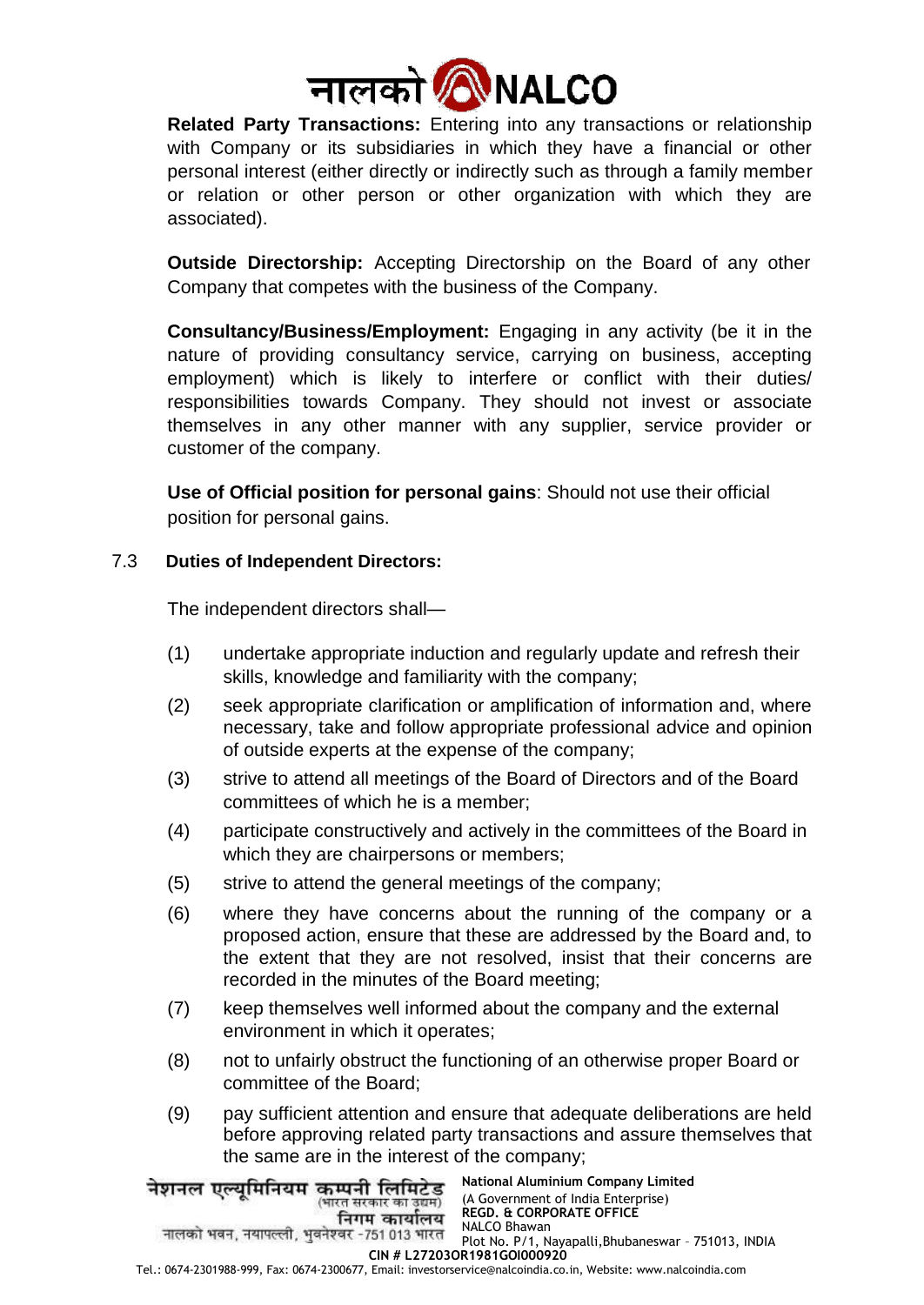**Related Party Transactions:** Entering into any transactions or relationship with Company or its subsidiaries in which they have a financial or other personal interest (either directly or indirectly such as through a family member or relation or other person or other organization with which they are associated).

**Outside Directorship:** Accepting Directorship on the Board of any other Company that competes with the business of the Company.

**Consultancy/Business/Employment:** Engaging in any activity (be it in the nature of providing consultancy service, carrying on business, accepting employment) which is likely to interfere or conflict with their duties/ responsibilities towards Company. They should not invest or associate themselves in any other manner with any supplier, service provider or customer of the company.

**Use of Official position for personal gains**: Should not use their official position for personal gains.

### 7.3 Duties of Independent Directors:

The independent directors shall—

(1) undertake appropriate induction and regularly update and refresh their skills, knowledge and familiarity with the company;

(2) seek appropriate clarification or amplification of information and, where necessary, take and follow appropriate professional advice and opinion of outside experts at the expense of the company;

(3) strive to attend all meetings of the Board of Directors and of the Board committees of which he is a member;

(4) participate constructively and actively in the committees of the Board in which they are chairpersons or members;

(5) strive to attend the general meetings of the company;

(6) where they have concerns about the running of the company or a proposed action, ensure that these are addressed by the Board and, to the extent that they are not resolved, insist that their concerns are recorded in the minutes of the Board meeting;

(7) keep themselves well informed about the company and the external environment in which it operates;

(8) not to unfairly obstruct the functioning of an otherwise proper Board or committee of the Board;

(9) pay sufficient attention and ensure that adequate deliberations are held before approving related party transactions and assure themselves that the same are in the interest of the company;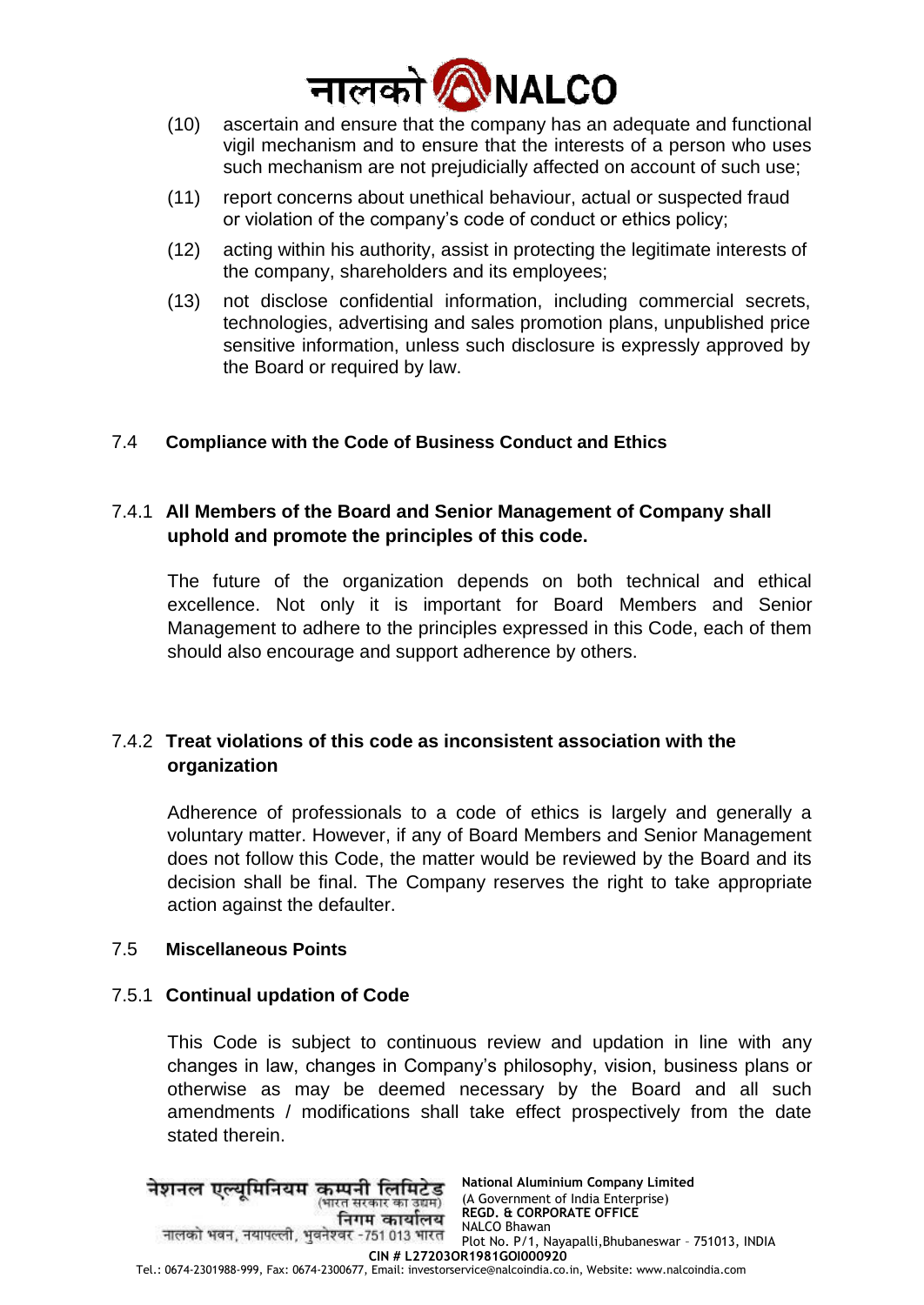(10) ascertain and ensure that the company has an adequate and functional vigil mechanism and to ensure that the interests of a person who uses such mechanism are not prejudicially affected on account of such use;

(11) report concerns about unethical behaviour, actual or suspected fraud or violation of the company's code of conduct or ethics policy;

(12) acting within his authority, assist in protecting the legitimate interests of the company, shareholders and its employees;

(13) not disclose confidential information, including commercial secrets, technologies, advertising and sales promotion plans, unpublished price sensitive information, unless such disclosure is expressly approved by the Board or required by law.

## 7.4 Compliance with the Code of Business Conduct and Ethics

### 7.4.1 All Members of the Board and Senior Management of Company shall uphold and promote the principles of this code.

The future of the organization depends on both technical and ethical excellence. Not only it is important for Board Members and Senior Management to adhere to the principles expressed in this Code, each of them should also encourage and support adherence by others.

### 7.4.2 Treat violations of this code as inconsistent association with the organization

Adherence of professionals to a code of ethics is largely and generally a voluntary matter. However, if any of Board Members and Senior Management does not follow this Code, the matter would be reviewed by the Board and its decision shall be final. The Company reserves the right to take appropriate action against the defaulter.

## 7.5 Miscellaneous Points

### 7.5.1 Continual updation of Code

This Code is subject to continuous review and updation in line with any changes in law, changes in Company's philosophy, vision, business plans or otherwise as may be deemed necessary by the Board and all such amendments / modifications shall take effect prospectively from the date stated therein.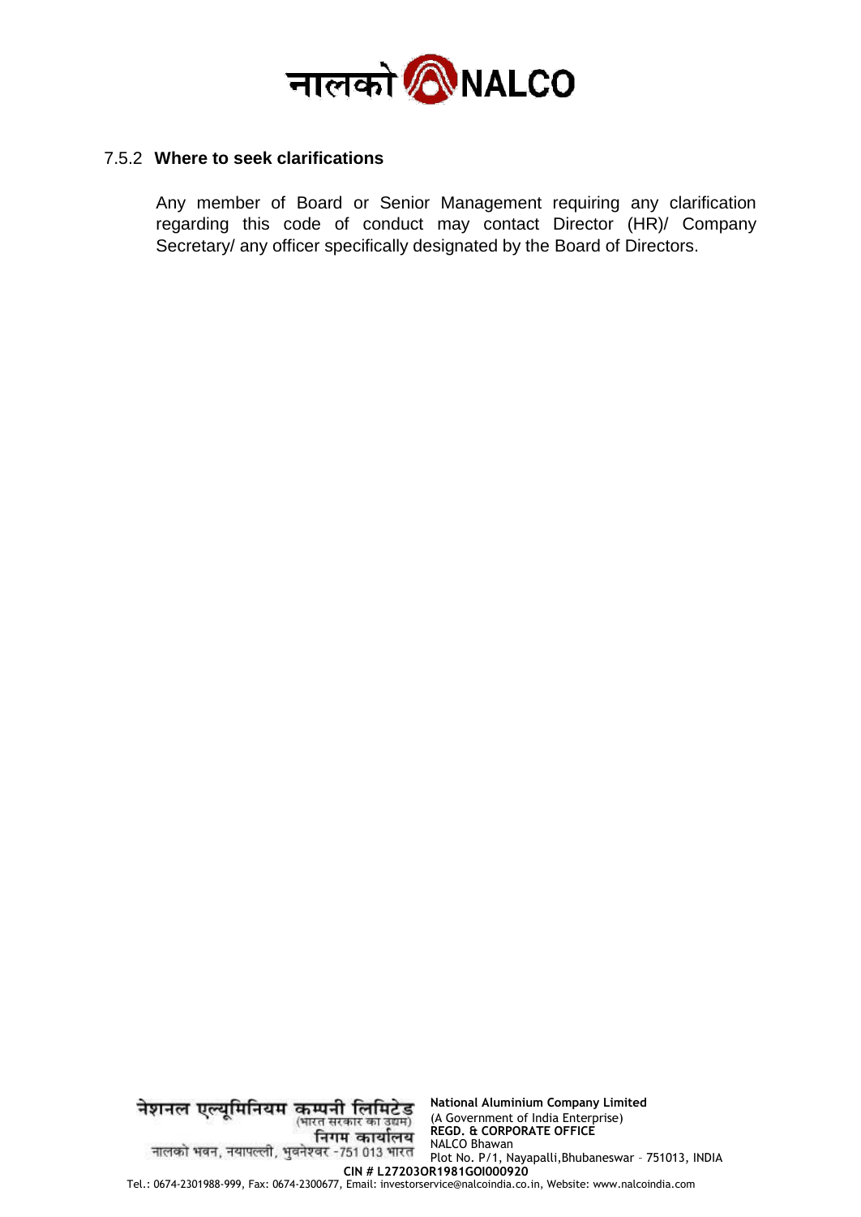### 7.5.2 **Where to seek clarifications**

Any member of Board or Senior Management requiring any clarification regarding this code of conduct may contact Director (HR)/ Company Secretary/ any officer specifically designated by the Board of Directors.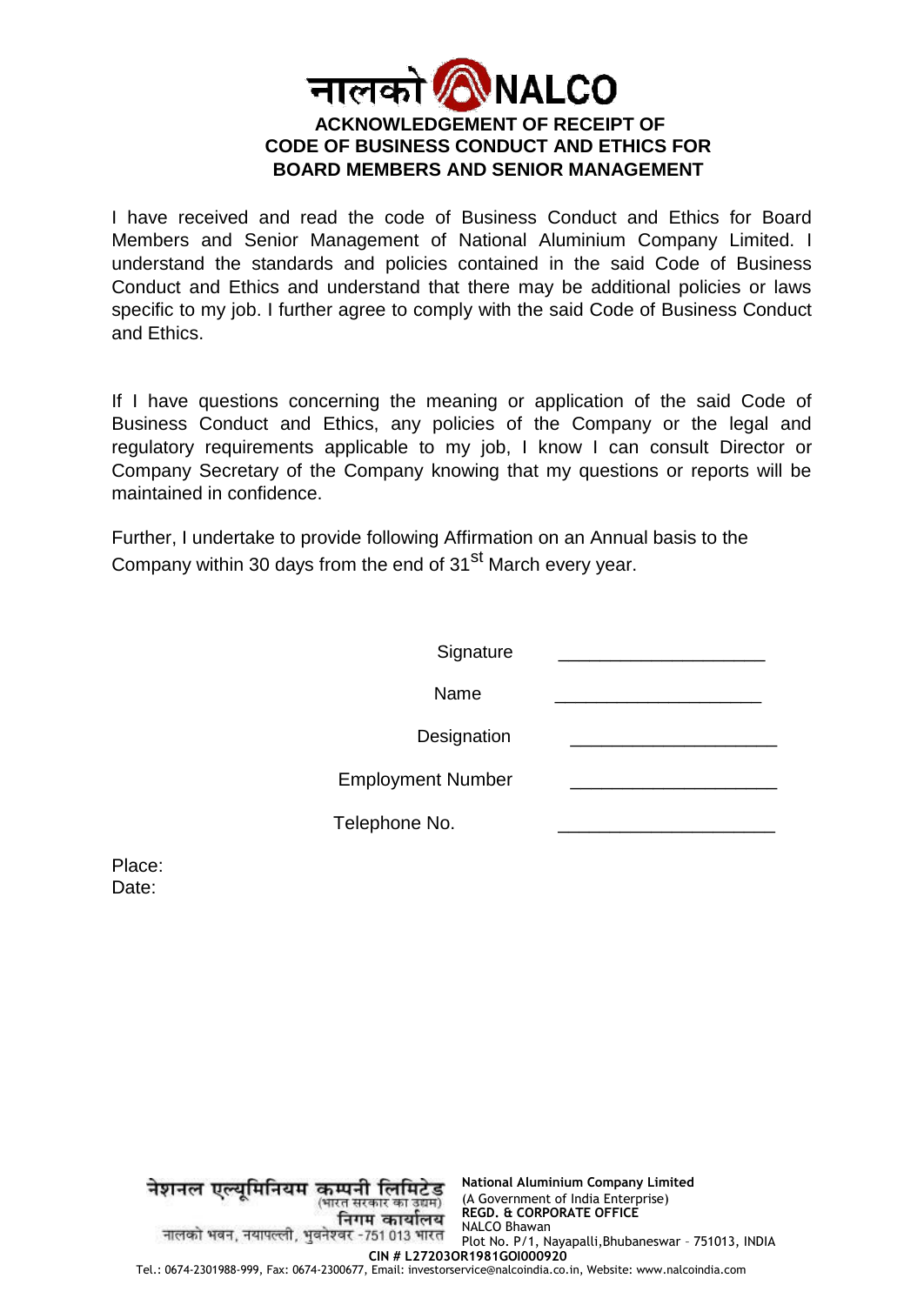नालको NALCO

# ACKNOWLEDGEMENT OF RECEIPT OF CODE OF BUSINESS CONDUCT AND ETHICS FOR BOARD MEMBERS AND SENIOR MANAGEMENT

I have received and read the code of Business Conduct and Ethics for Board Members and Senior Management of National Aluminium Company Limited. I understand the standards and policies contained in the said Code of Business Conduct and Ethics and understand that there may be additional policies or laws specific to my job. I further agree to comply with the said Code of Business Conduct and Ethics.

If I have questions concerning the meaning or application of the said Code of Business Conduct and Ethics, any policies of the Company or the legal and regulatory requirements applicable to my job, I know I can consult Director or Company Secretary of the Company knowing that my questions or reports will be maintained in confidence.

Further, I undertake to provide following Affirmation on an Annual basis to the Company within 30 days from the end of 31st March every year.

Signature ____________________

Name ____________________

Designation ____________________

Employment Number ____________________

Telephone No. ____________________

Place:
Date:

नेशनल एल्यूमिनियम कम्पनी लिमिटेड (भारत सरकार का उद्यम)
निगम कार्यालय
नालको भवन, नयापल्ली, भुवनेश्वर -751 013 भारत

**National Aluminium Company Limited**
(A Government of India Enterprise)
**REGD. & CORPORATE OFFICE**
NALCO Bhawan
Plot No. P/1, Nayapalli,Bhubaneswar – 751013, INDIA
**CIN # L27203OR1981GOI000920**
Tel.: 0674-2301988-999, Fax: 0674-2300677, Email: investorservice@nalcoindia.co.in, Website: www.nalcoindia.com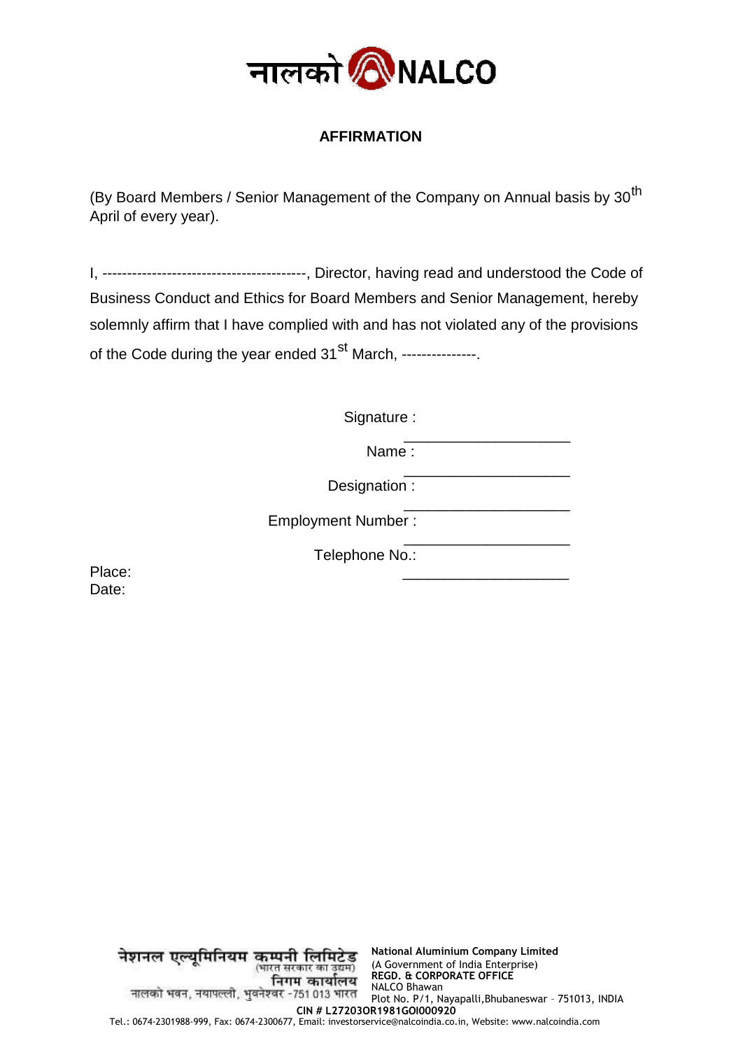नालको NALCO

## AFFIRMATION

(By Board Members / Senior Management of the Company on Annual basis by 30th April of every year).

I, ----------------------------------------, Director, having read and understood the Code of Business Conduct and Ethics for Board Members and Senior Management, hereby solemnly affirm that I have complied with and has not violated any of the provisions of the Code during the year ended 31st March, --------------.

Signature : ____________________

Name : ____________________

Designation : ____________________

Employment Number : ____________________

Telephone No.: ____________________

Place:
Date:

नेशनल एल्यूमिनियम कम्पनी लिमिटेड
(भारत सरकार का उद्यम)
निगम कार्यालय
नालको भवन, नयापल्ली, भुवनेश्वर -751 013 भारत

**National Aluminium Company Limited**
(A Government of India Enterprise)
**REGD. & CORPORATE OFFICE**
NALCO Bhawan
Plot No. P/1, Nayapalli,Bhubaneswar – 751013, INDIA
**CIN # L27203OR1981GOI000920**
Tel.: 0674-2301988-999, Fax: 0674-2300677, Email: investorservice@nalcoindia.co.in, Website: www.nalcoindia.com